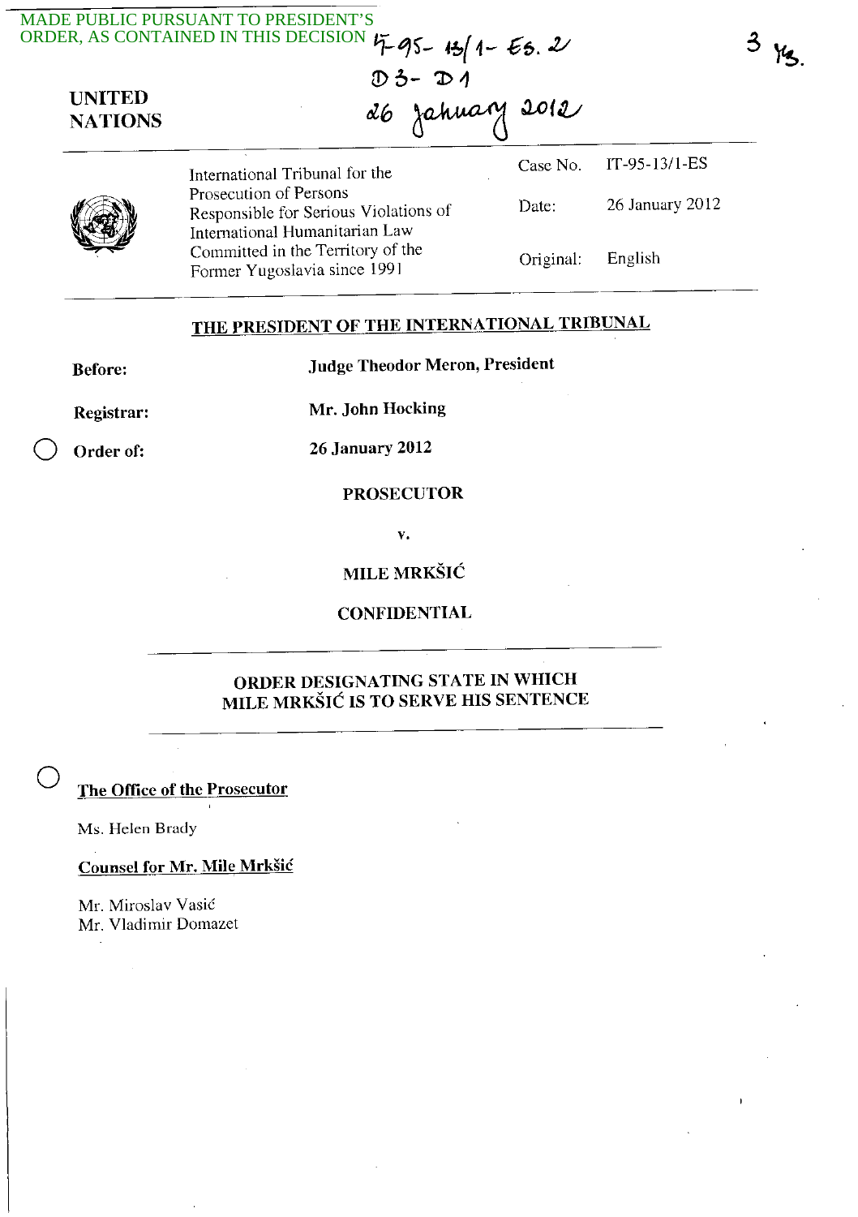MADE PUBLIC PURSUANT TO PRESIDENT'S ORDER, AS CONTAINED IN THIS DECISION IT-95-13/1-ES.2

D3 - D1

26 January 2012

3 ks.

**UNITED NATIONS**

| | | |
|---|---|---|
| International Tribunal for the Prosecution of Persons Responsible for Serious Violations of International Humanitarian Law Committed in the Territory of the Former Yugoslavia since 1991 | Case No. | IT-95-13/1-ES |
| | Date: | 26 January 2012 |
| | Original: | English |

## THE PRESIDENT OF THE INTERNATIONAL TRIBUNAL

**Before:** **Judge Theodor Meron, President**

**Registrar:** **Mr. John Hocking**

**Order of:** **26 January 2012**

**PROSECUTOR**

**v.**

**MILE MRKŠIĆ**

**CONFIDENTIAL**

## ORDER DESIGNATING STATE IN WHICH MILE MRKŠIĆ IS TO SERVE HIS SENTENCE

**The Office of the Prosecutor**

Ms. Helen Brady

**Counsel for Mr. Mile Mrkšić**

Mr. Miroslav Vasić
Mr. Vladimir Domazet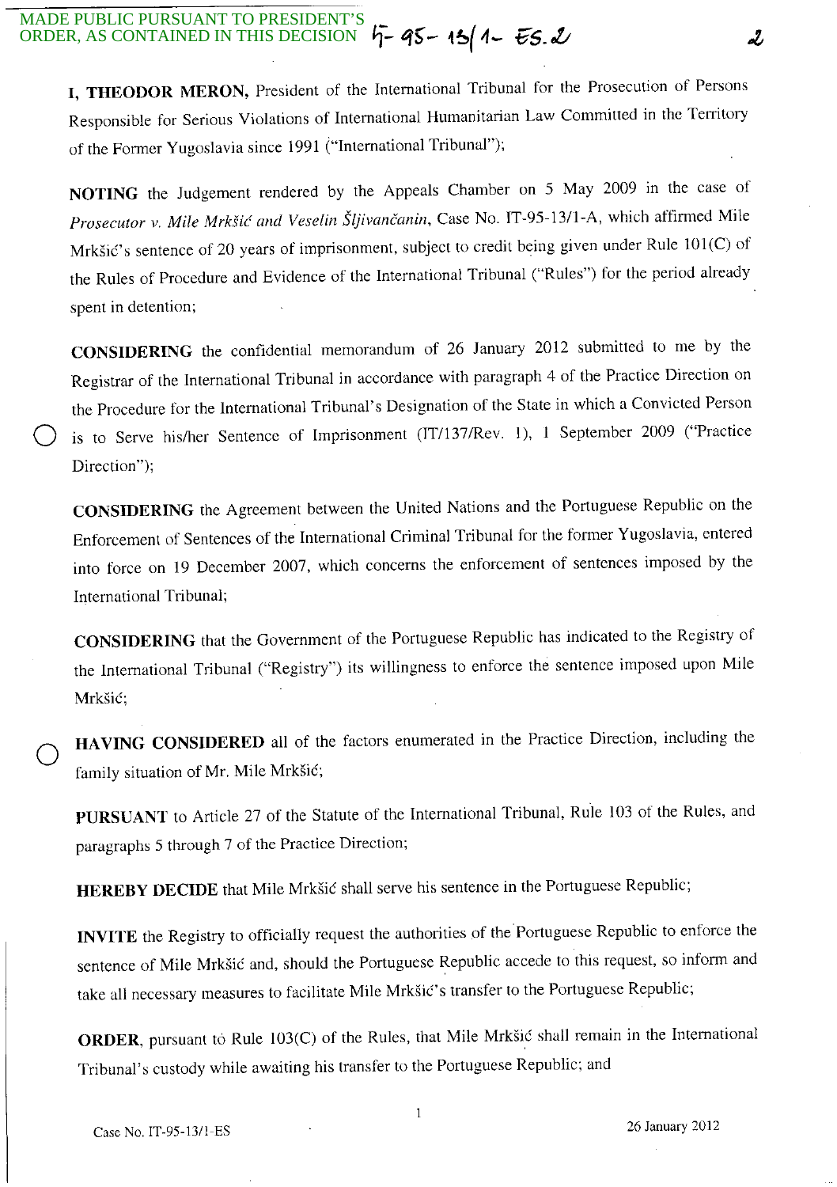**I, THEODOR MERON**, President of the International Tribunal for the Prosecution of Persons Responsible for Serious Violations of International Humanitarian Law Committed in the Territory of the Former Yugoslavia since 1991 ("International Tribunal");

**NOTING** the Judgement rendered by the Appeals Chamber on 5 May 2009 in the case of *Prosecutor v. Mile Mrkšić and Veselin Šljivančanin*, Case No. IT-95-13/1-A, which affirmed Mile Mrkšić's sentence of 20 years of imprisonment, subject to credit being given under Rule 101(C) of the Rules of Procedure and Evidence of the International Tribunal ("Rules") for the period already spent in detention;

**CONSIDERING** the confidential memorandum of 26 January 2012 submitted to me by the Registrar of the International Tribunal in accordance with paragraph 4 of the Practice Direction on the Procedure for the International Tribunal's Designation of the State in which a Convicted Person is to Serve his/her Sentence of Imprisonment (IT/137/Rev. 1), 1 September 2009 ("Practice Direction");

**CONSIDERING** the Agreement between the United Nations and the Portuguese Republic on the Enforcement of Sentences of the International Criminal Tribunal for the former Yugoslavia, entered into force on 19 December 2007, which concerns the enforcement of sentences imposed by the International Tribunal;

**CONSIDERING** that the Government of the Portuguese Republic has indicated to the Registry of the International Tribunal ("Registry") its willingness to enforce the sentence imposed upon Mile Mrkšić;

**HAVING CONSIDERED** all of the factors enumerated in the Practice Direction, including the family situation of Mr. Mile Mrkšić;

**PURSUANT** to Article 27 of the Statute of the International Tribunal, Rule 103 of the Rules, and paragraphs 5 through 7 of the Practice Direction;

**HEREBY DECIDE** that Mile Mrkšić shall serve his sentence in the Portuguese Republic;

**INVITE** the Registry to officially request the authorities of the Portuguese Republic to enforce the sentence of Mile Mrkšić and, should the Portuguese Republic accede to this request, so inform and take all necessary measures to facilitate Mile Mrkšić's transfer to the Portuguese Republic;

**ORDER**, pursuant to Rule 103(C) of the Rules, that Mile Mrkšić shall remain in the International Tribunal's custody while awaiting his transfer to the Portuguese Republic; and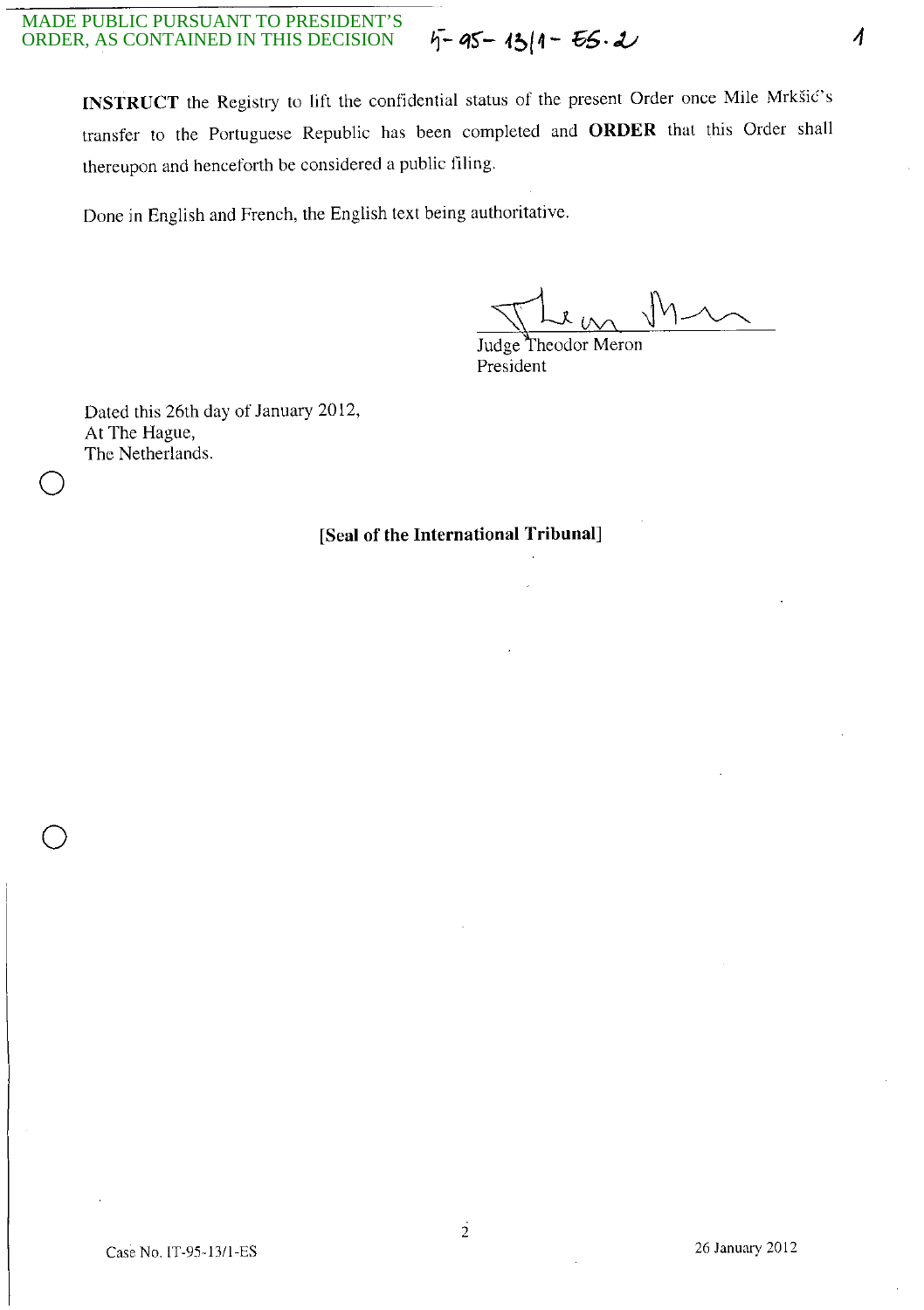MADE PUBLIC PURSUANT TO PRESIDENT'S ORDER, AS CONTAINED IN THIS DECISION

**INSTRUCT** the Registry to lift the confidential status of the present Order once Mile Mrkšić's transfer to the Portuguese Republic has been completed and **ORDER** that this Order shall thereupon and henceforth be considered a public filing.

Done in English and French, the English text being authoritative.

Judge Theodor Meron
President

Dated this 26th day of January 2012,
At The Hague,
The Netherlands.

**[Seal of the International Tribunal]**